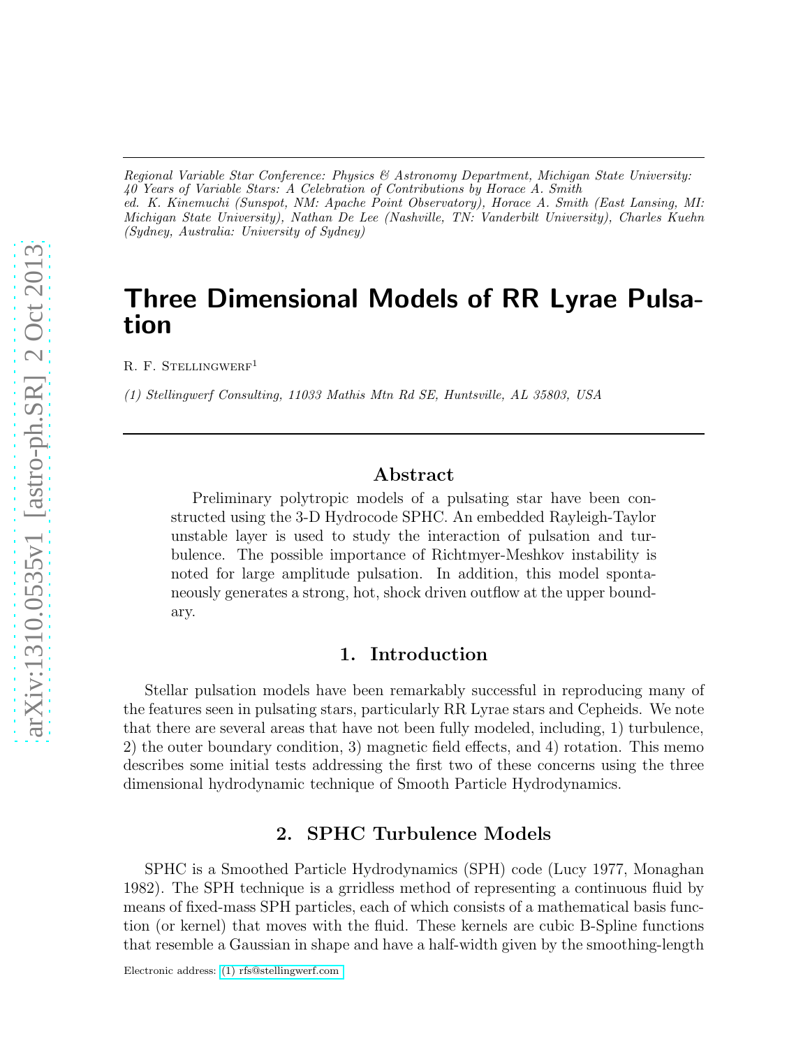*Regional Variable Star Conference: Physics & Astronomy Department, Michigan State University: 40 Years of Variable Stars: A Celebration of Contributions by Horace A. Smith*
*ed. K. Kinemuchi (Sunspot, NM: Apache Point Observatory), Horace A. Smith (East Lansing, MI: Michigan State University), Nathan De Lee (Nashville, TN: Vanderbilt University), Charles Kuehn (Sydney, Australia: University of Sydney)*

# Three Dimensional Models of RR Lyrae Pulsation

R. F. Stellingwerf[1]

*(1) Stellingwerf Consulting, 11033 Mathis Mtn Rd SE, Huntsville, AL 35803, USA*

## Abstract

Preliminary polytropic models of a pulsating star have been constructed using the 3-D Hydrocode SPHC. An embedded Rayleigh-Taylor unstable layer is used to study the interaction of pulsation and turbulence. The possible importance of Richtmyer-Meshkov instability is noted for large amplitude pulsation. In addition, this model spontaneously generates a strong, hot, shock driven outflow at the upper boundary.

## 1. Introduction

Stellar pulsation models have been remarkably successful in reproducing many of the features seen in pulsating stars, particularly RR Lyrae stars and Cepheids. We note that there are several areas that have not been fully modeled, including, 1) turbulence, 2) the outer boundary condition, 3) magnetic field effects, and 4) rotation. This memo describes some initial tests addressing the first two of these concerns using the three dimensional hydrodynamic technique of Smooth Particle Hydrodynamics.

## 2. SPHC Turbulence Models

SPHC is a Smoothed Particle Hydrodynamics (SPH) code (Lucy 1977, Monaghan 1982). The SPH technique is a grridless method of representing a continuous fluid by means of fixed-mass SPH particles, each of which consists of a mathematical basis function (or kernel) that moves with the fluid. These kernels are cubic B-Spline functions that resemble a Gaussian in shape and have a half-width given by the smoothing-length

Electronic address: (1) rfs@stellingwerf.com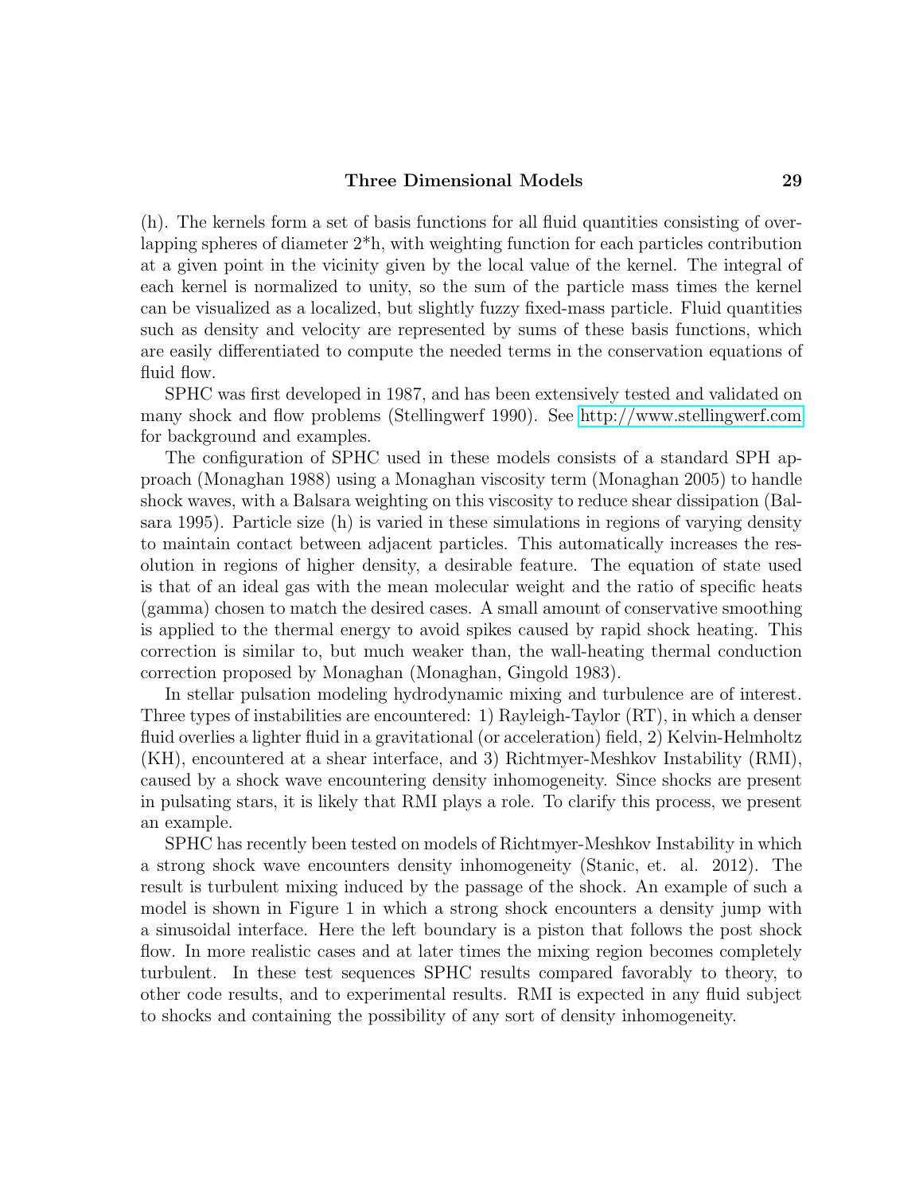(h). The kernels form a set of basis functions for all fluid quantities consisting of overlapping spheres of diameter 2*h, with weighting function for each particles contribution at a given point in the vicinity given by the local value of the kernel. The integral of each kernel is normalized to unity, so the sum of the particle mass times the kernel can be visualized as a localized, but slightly fuzzy fixed-mass particle. Fluid quantities such as density and velocity are represented by sums of these basis functions, which are easily differentiated to compute the needed terms in the conservation equations of fluid flow.

SPHC was first developed in 1987, and has been extensively tested and validated on many shock and flow problems (Stellingwerf 1990). See http://www.stellingwerf.com for background and examples.

The configuration of SPHC used in these models consists of a standard SPH approach (Monaghan 1988) using a Monaghan viscosity term (Monaghan 2005) to handle shock waves, with a Balsara weighting on this viscosity to reduce shear dissipation (Balsara 1995). Particle size (h) is varied in these simulations in regions of varying density to maintain contact between adjacent particles. This automatically increases the resolution in regions of higher density, a desirable feature. The equation of state used is that of an ideal gas with the mean molecular weight and the ratio of specific heats (gamma) chosen to match the desired cases. A small amount of conservative smoothing is applied to the thermal energy to avoid spikes caused by rapid shock heating. This correction is similar to, but much weaker than, the wall-heating thermal conduction correction proposed by Monaghan (Monaghan, Gingold 1983).

In stellar pulsation modeling hydrodynamic mixing and turbulence are of interest. Three types of instabilities are encountered: 1) Rayleigh-Taylor (RT), in which a denser fluid overlies a lighter fluid in a gravitational (or acceleration) field, 2) Kelvin-Helmholtz (KH), encountered at a shear interface, and 3) Richtmyer-Meshkov Instability (RMI), caused by a shock wave encountering density inhomogeneity. Since shocks are present in pulsating stars, it is likely that RMI plays a role. To clarify this process, we present an example.

SPHC has recently been tested on models of Richtmyer-Meshkov Instability in which a strong shock wave encounters density inhomogeneity (Stanic, et. al. 2012). The result is turbulent mixing induced by the passage of the shock. An example of such a model is shown in Figure 1 in which a strong shock encounters a density jump with a sinusoidal interface. Here the left boundary is a piston that follows the post shock flow. In more realistic cases and at later times the mixing region becomes completely turbulent. In these test sequences SPHC results compared favorably to theory, to other code results, and to experimental results. RMI is expected in any fluid subject to shocks and containing the possibility of any sort of density inhomogeneity.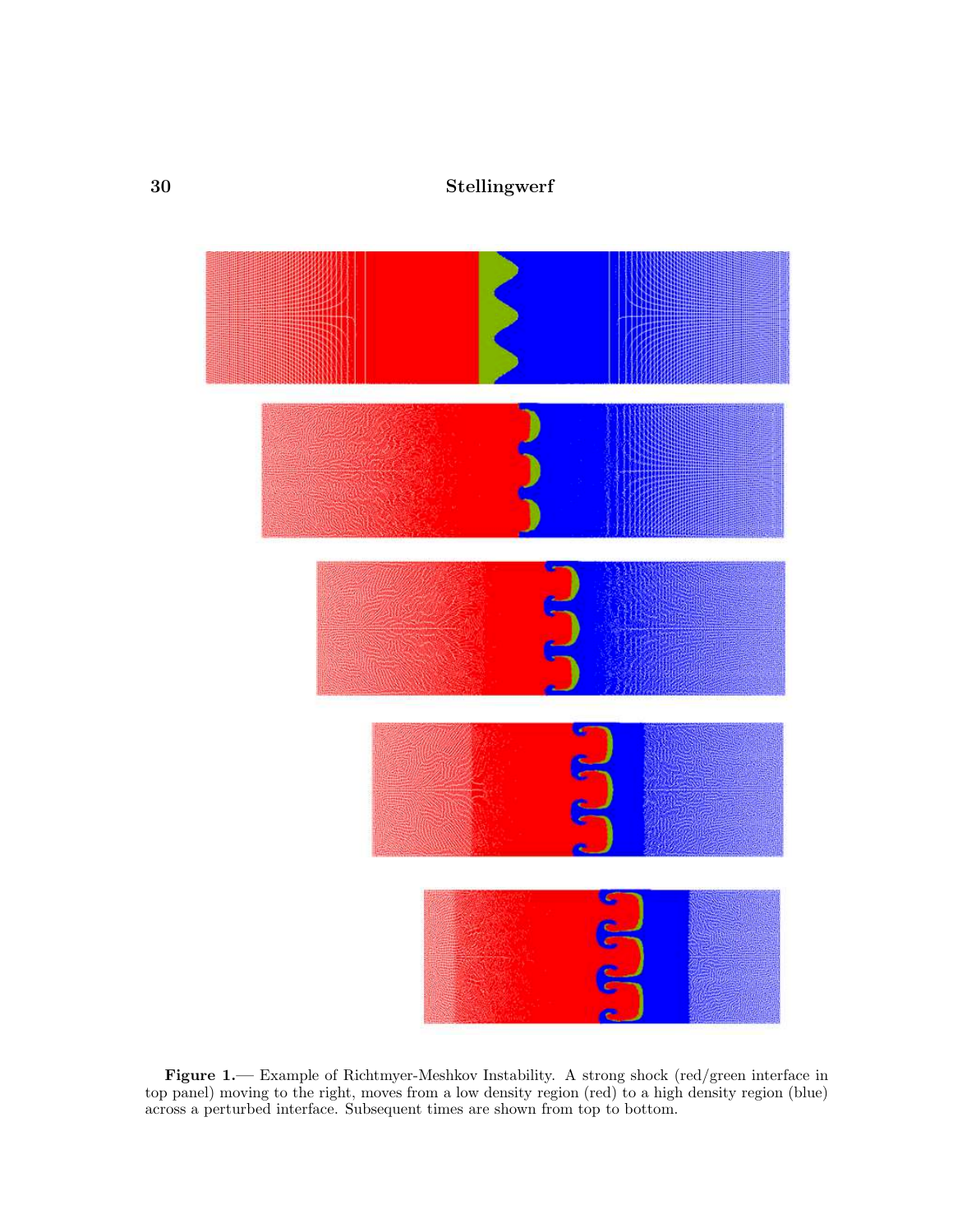**Figure 1.**— Example of Richtmyer-Meshkov Instability. A strong shock (red/green interface in top panel) moving to the right, moves from a low density region (red) to a high density region (blue) across a perturbed interface. Subsequent times are shown from top to bottom.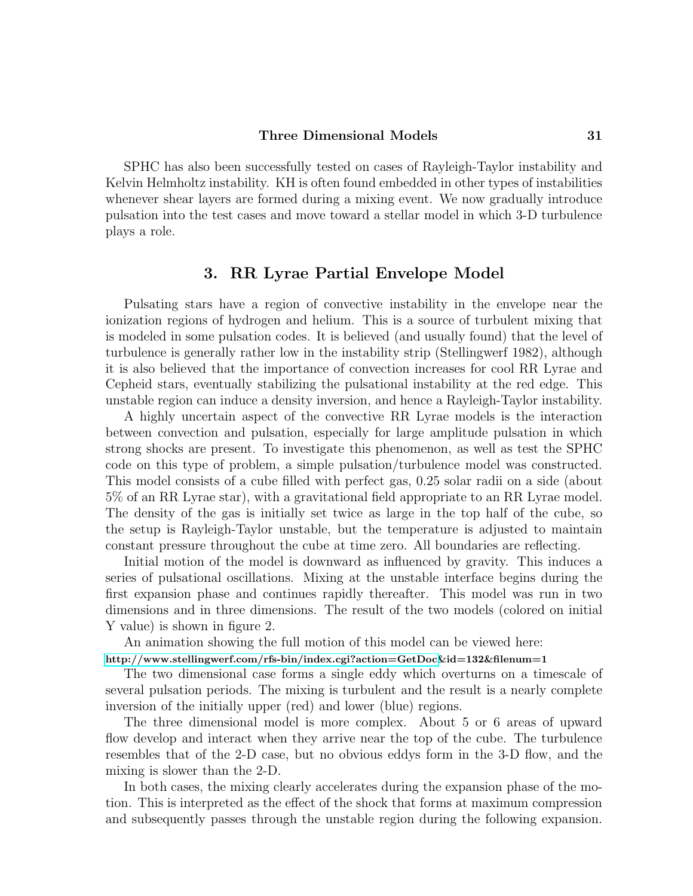SPHC has also been successfully tested on cases of Rayleigh-Taylor instability and Kelvin Helmholtz instability. KH is often found embedded in other types of instabilities whenever shear layers are formed during a mixing event. We now gradually introduce pulsation into the test cases and move toward a stellar model in which 3-D turbulence plays a role.

## 3. RR Lyrae Partial Envelope Model

Pulsating stars have a region of convective instability in the envelope near the ionization regions of hydrogen and helium. This is a source of turbulent mixing that is modeled in some pulsation codes. It is believed (and usually found) that the level of turbulence is generally rather low in the instability strip (Stellingwerf 1982), although it is also believed that the importance of convection increases for cool RR Lyrae and Cepheid stars, eventually stabilizing the pulsational instability at the red edge. This unstable region can induce a density inversion, and hence a Rayleigh-Taylor instability.

A highly uncertain aspect of the convective RR Lyrae models is the interaction between convection and pulsation, especially for large amplitude pulsation in which strong shocks are present. To investigate this phenomenon, as well as test the SPHC code on this type of problem, a simple pulsation/turbulence model was constructed. This model consists of a cube filled with perfect gas, 0.25 solar radii on a side (about 5% of an RR Lyrae star), with a gravitational field appropriate to an RR Lyrae model. The density of the gas is initially set twice as large in the top half of the cube, so the setup is Rayleigh-Taylor unstable, but the temperature is adjusted to maintain constant pressure throughout the cube at time zero. All boundaries are reflecting.

Initial motion of the model is downward as influenced by gravity. This induces a series of pulsational oscillations. Mixing at the unstable interface begins during the first expansion phase and continues rapidly thereafter. This model was run in two dimensions and in three dimensions. The result of the two models (colored on initial Y value) is shown in figure 2.

An animation showing the full motion of this model can be viewed here:
**http://www.stellingwerf.com/rfs-bin/index.cgi?action=GetDoc&id=132&filenum=1**

The two dimensional case forms a single eddy which overturns on a timescale of several pulsation periods. The mixing is turbulent and the result is a nearly complete inversion of the initially upper (red) and lower (blue) regions.

The three dimensional model is more complex. About 5 or 6 areas of upward flow develop and interact when they arrive near the top of the cube. The turbulence resembles that of the 2-D case, but no obvious eddys form in the 3-D flow, and the mixing is slower than the 2-D.

In both cases, the mixing clearly accelerates during the expansion phase of the motion. This is interpreted as the effect of the shock that forms at maximum compression and subsequently passes through the unstable region during the following expansion.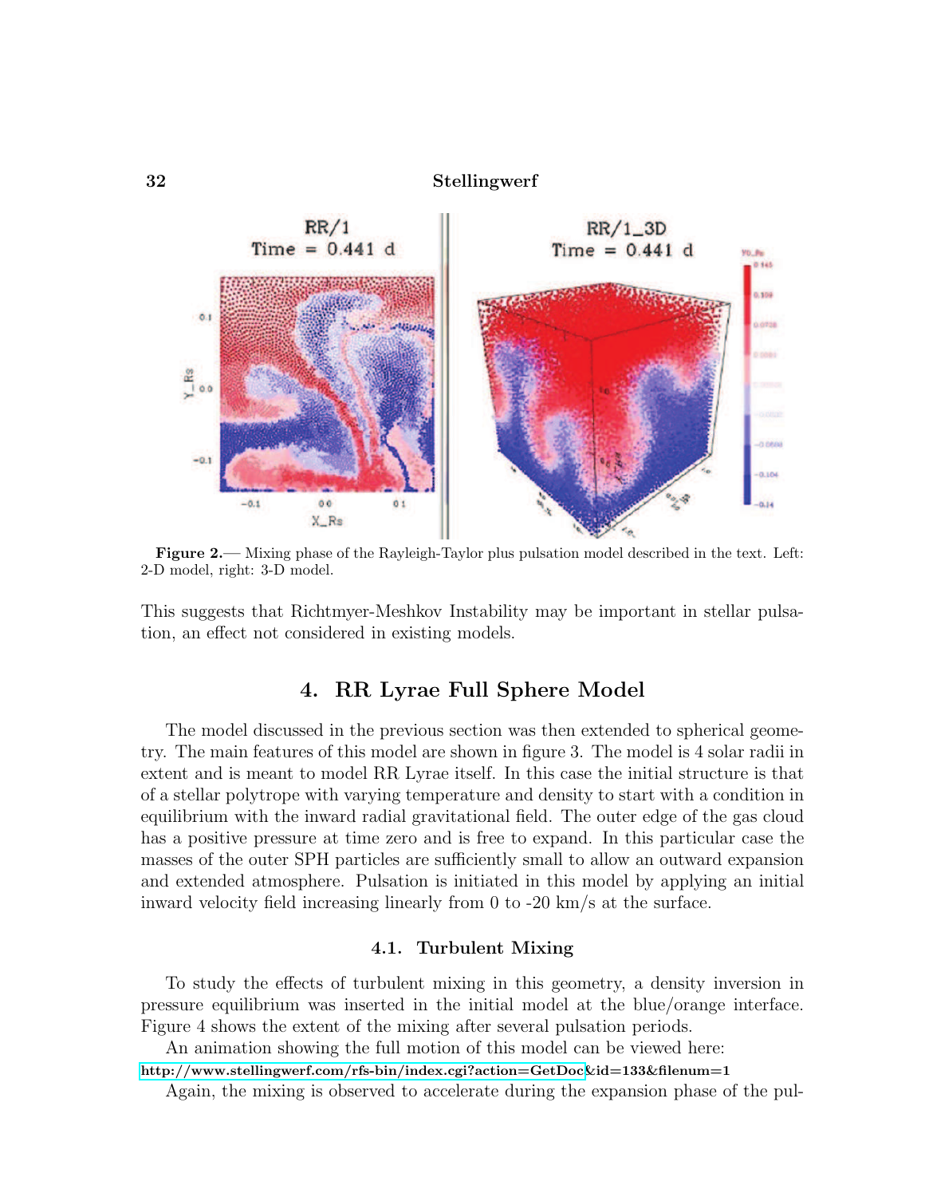**Figure 2.**— Mixing phase of the Rayleigh-Taylor plus pulsation model described in the text. Left: 2-D model, right: 3-D model.

This suggests that Richtmyer-Meshkov Instability may be important in stellar pulsation, an effect not considered in existing models.

## 4. RR Lyrae Full Sphere Model

The model discussed in the previous section was then extended to spherical geometry. The main features of this model are shown in figure 3. The model is 4 solar radii in extent and is meant to model RR Lyrae itself. In this case the initial structure is that of a stellar polytrope with varying temperature and density to start with a condition in equilibrium with the inward radial gravitational field. The outer edge of the gas cloud has a positive pressure at time zero and is free to expand. In this particular case the masses of the outer SPH particles are sufficiently small to allow an outward expansion and extended atmosphere. Pulsation is initiated in this model by applying an initial inward velocity field increasing linearly from 0 to -20 km/s at the surface.

### 4.1. Turbulent Mixing

To study the effects of turbulent mixing in this geometry, a density inversion in pressure equilibrium was inserted in the initial model at the blue/orange interface. Figure 4 shows the extent of the mixing after several pulsation periods.

An animation showing the full motion of this model can be viewed here:
**http://www.stellingwerf.com/rfs-bin/index.cgi?action=GetDoc&id=133&filenum=1**

Again, the mixing is observed to accelerate during the expansion phase of the pul-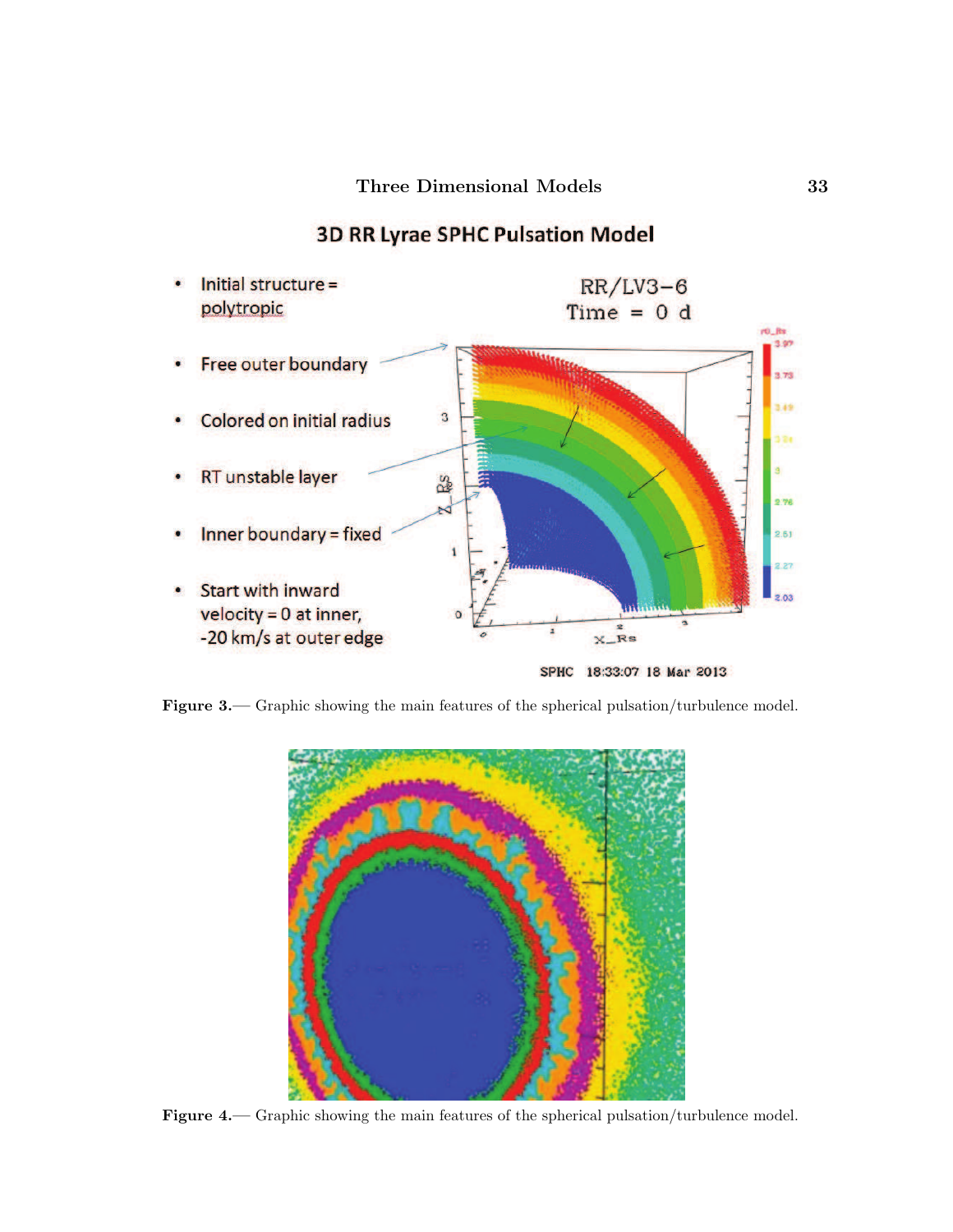Figure 3.— Graphic showing the main features of the spherical pulsation/turbulence model.

Figure 4.— Graphic showing the main features of the spherical pulsation/turbulence model.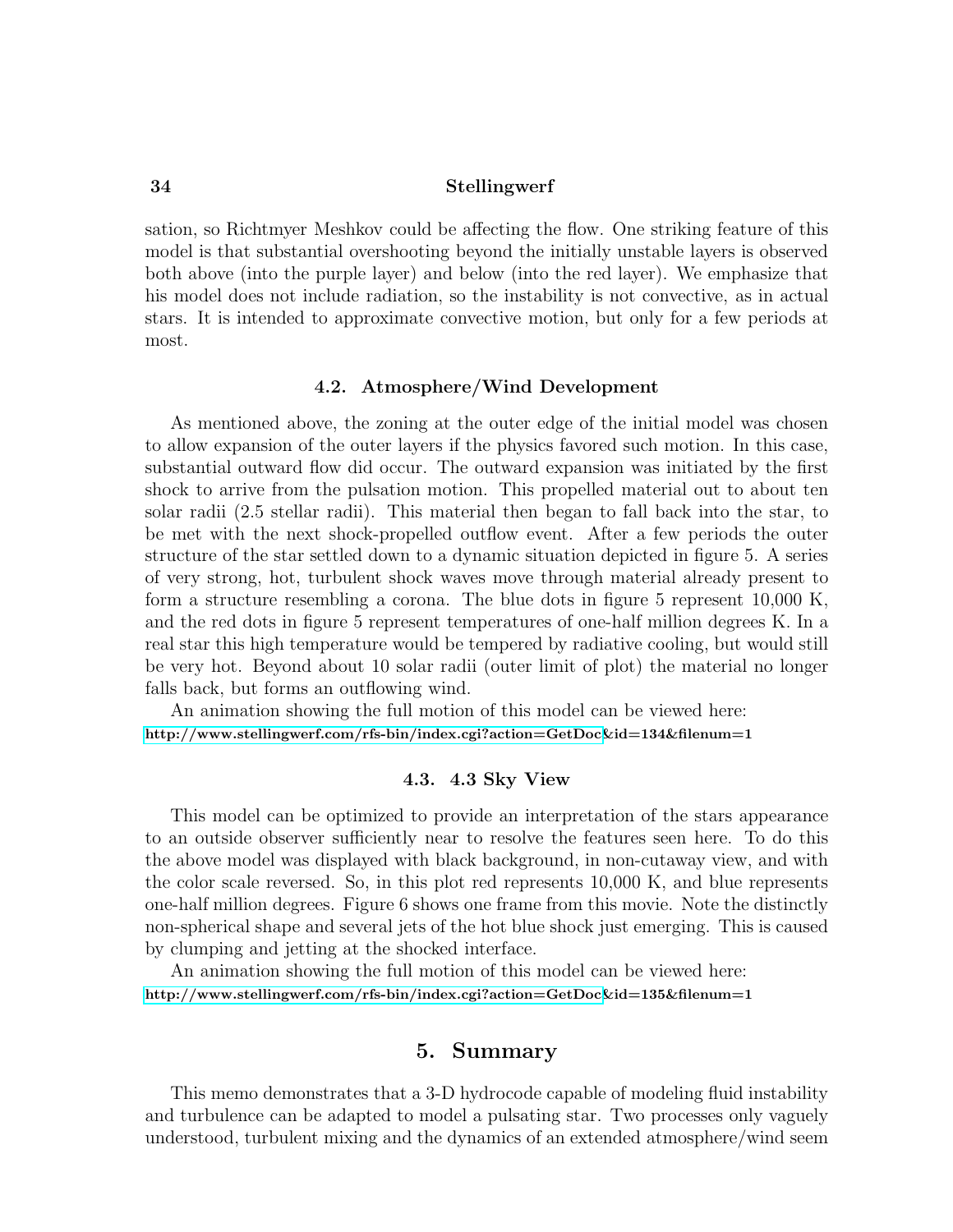sation, so Richtmyer Meshkov could be affecting the flow. One striking feature of this model is that substantial overshooting beyond the initially unstable layers is observed both above (into the purple layer) and below (into the red layer). We emphasize that his model does not include radiation, so the instability is not convective, as in actual stars. It is intended to approximate convective motion, but only for a few periods at most.

### 4.2. Atmosphere/Wind Development

As mentioned above, the zoning at the outer edge of the initial model was chosen to allow expansion of the outer layers if the physics favored such motion. In this case, substantial outward flow did occur. The outward expansion was initiated by the first shock to arrive from the pulsation motion. This propelled material out to about ten solar radii (2.5 stellar radii). This material then began to fall back into the star, to be met with the next shock-propelled outflow event. After a few periods the outer structure of the star settled down to a dynamic situation depicted in figure 5. A series of very strong, hot, turbulent shock waves move through material already present to form a structure resembling a corona. The blue dots in figure 5 represent 10,000 K, and the red dots in figure 5 represent temperatures of one-half million degrees K. In a real star this high temperature would be tempered by radiative cooling, but would still be very hot. Beyond about 10 solar radii (outer limit of plot) the material no longer falls back, but forms an outflowing wind.

An animation showing the full motion of this model can be viewed here:
**http://www.stellingwerf.com/rfs-bin/index.cgi?action=GetDoc&id=134&filenum=1**

### 4.3. 4.3 Sky View

This model can be optimized to provide an interpretation of the stars appearance to an outside observer sufficiently near to resolve the features seen here. To do this the above model was displayed with black background, in non-cutaway view, and with the color scale reversed. So, in this plot red represents 10,000 K, and blue represents one-half million degrees. Figure 6 shows one frame from this movie. Note the distinctly non-spherical shape and several jets of the hot blue shock just emerging. This is caused by clumping and jetting at the shocked interface.

An animation showing the full motion of this model can be viewed here:
**http://www.stellingwerf.com/rfs-bin/index.cgi?action=GetDoc&id=135&filenum=1**

## 5. Summary

This memo demonstrates that a 3-D hydrocode capable of modeling fluid instability and turbulence can be adapted to model a pulsating star. Two processes only vaguely understood, turbulent mixing and the dynamics of an extended atmosphere/wind seem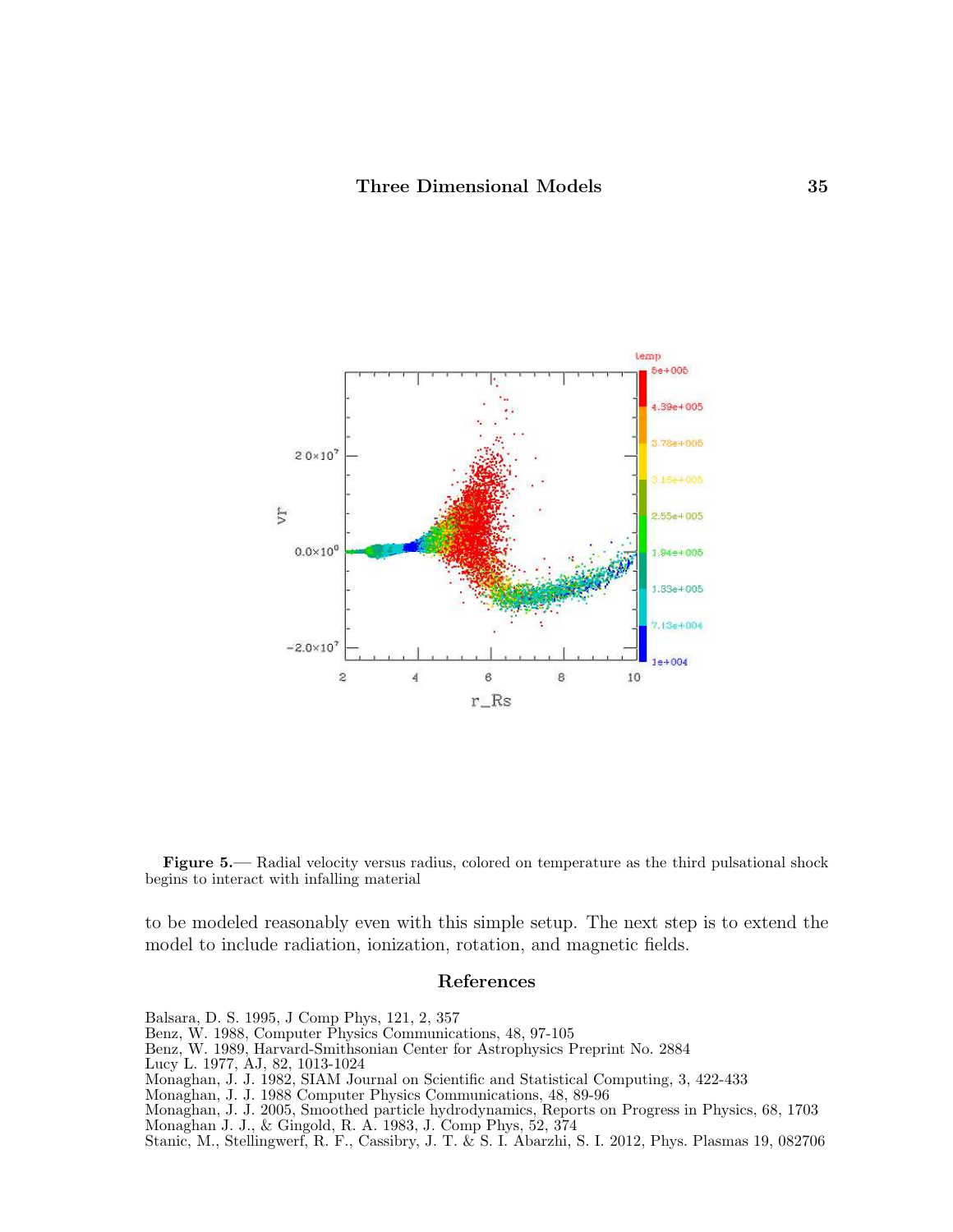**Figure 5.**— Radial velocity versus radius, colored on temperature as the third pulsational shock begins to interact with infalling material

to be modeled reasonably even with this simple setup. The next step is to extend the model to include radiation, ionization, rotation, and magnetic fields.

## References

Balsara, D. S. 1995, J Comp Phys, 121, 2, 357
Benz, W. 1988, Computer Physics Communications, 48, 97-105
Benz, W. 1989, Harvard-Smithsonian Center for Astrophysics Preprint No. 2884
Lucy L. 1977, AJ, 82, 1013-1024
Monaghan, J. J. 1982, SIAM Journal on Scientific and Statistical Computing, 3, 422-433
Monaghan, J. J. 1988 Computer Physics Communications, 48, 89-96
Monaghan, J. J. 2005, Smoothed particle hydrodynamics, Reports on Progress in Physics, 68, 1703
Monaghan J. J., & Gingold, R. A. 1983, J. Comp Phys, 52, 374
Stanic, M., Stellingwerf, R. F., Cassibry, J. T. & S. I. Abarzhi, S. I. 2012, Phys. Plasmas 19, 082706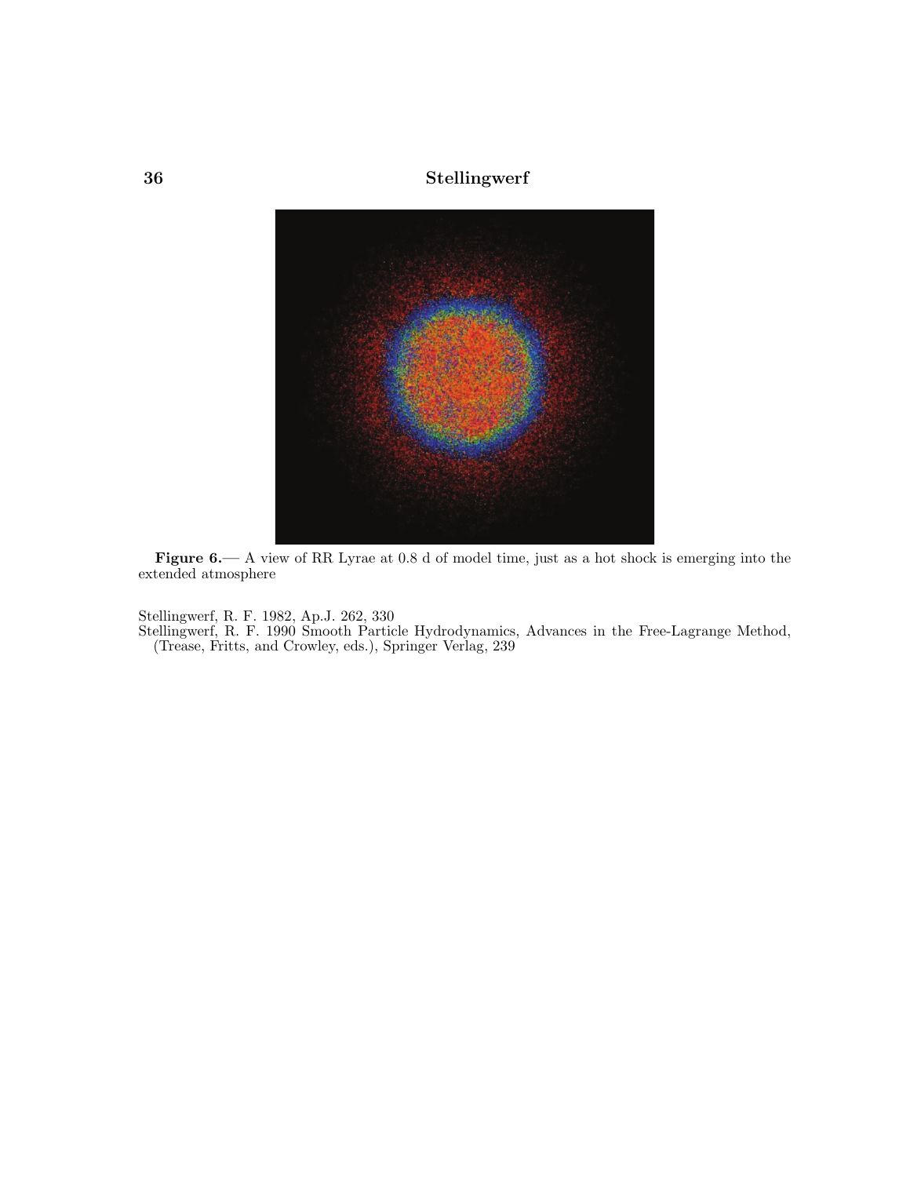**Figure 6.**— A view of RR Lyrae at 0.8 d of model time, just as a hot shock is emerging into the extended atmosphere

Stellingwerf, R. F. 1982, Ap.J. 262, 330

Stellingwerf, R. F. 1990 Smooth Particle Hydrodynamics, Advances in the Free-Lagrange Method, (Trease, Fritts, and Crowley, eds.), Springer Verlag, 239